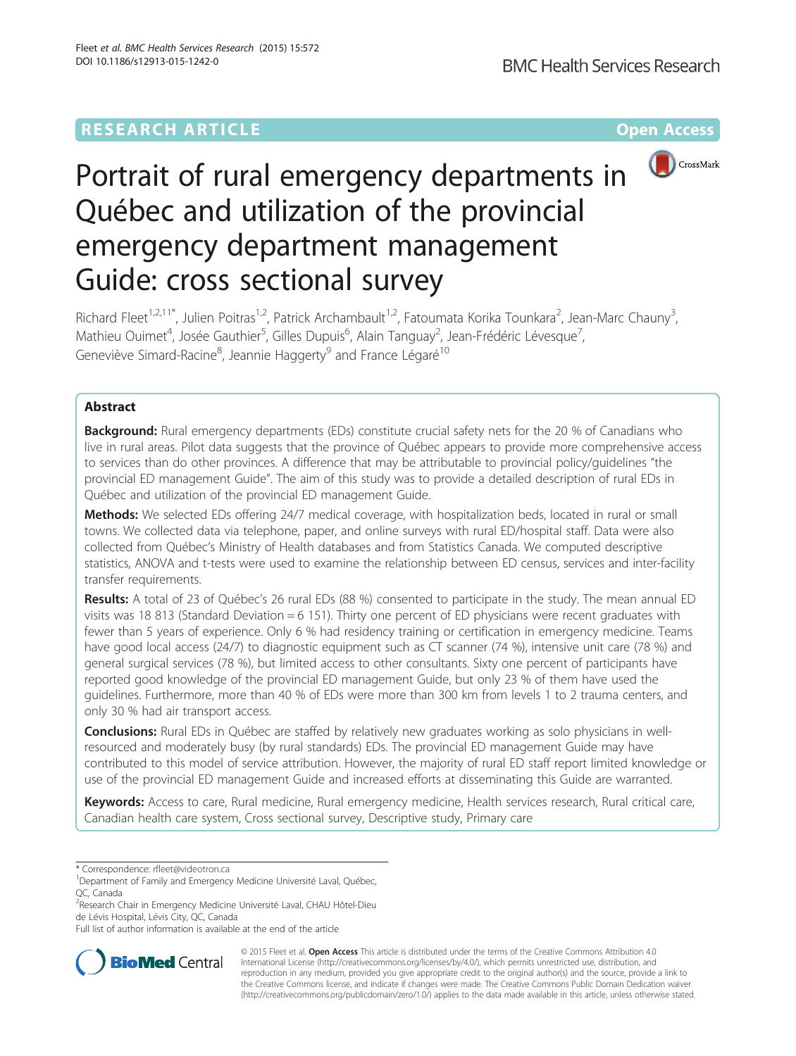RESEARCH ARTICLE

Open Access

# Portrait of rural emergency departments in Québec and utilization of the provincial emergency department management Guide: cross sectional survey

Richard Fleet[1,2,11*], Julien Poitras[1,2], Patrick Archambault[1,2], Fatoumata Korika Tounkara[2], Jean-Marc Chauny[3], Mathieu Ouimet[4], Josée Gauthier[5], Gilles Dupuis[6], Alain Tanguay[2], Jean-Frédéric Lévesque[7], Geneviève Simard-Racine[8], Jeannie Haggerty[9] and France Légaré[10]

## Abstract

**Background:** Rural emergency departments (EDs) constitute crucial safety nets for the 20 % of Canadians who live in rural areas. Pilot data suggests that the province of Québec appears to provide more comprehensive access to services than do other provinces. A difference that may be attributable to provincial policy/guidelines "the provincial ED management Guide". The aim of this study was to provide a detailed description of rural EDs in Québec and utilization of the provincial ED management Guide.

**Methods:** We selected EDs offering 24/7 medical coverage, with hospitalization beds, located in rural or small towns. We collected data via telephone, paper, and online surveys with rural ED/hospital staff. Data were also collected from Québec's Ministry of Health databases and from Statistics Canada. We computed descriptive statistics, ANOVA and t-tests were used to examine the relationship between ED census, services and inter-facility transfer requirements.

**Results:** A total of 23 of Québec's 26 rural EDs (88 %) consented to participate in the study. The mean annual ED visits was 18 813 (Standard Deviation = 6 151). Thirty one percent of ED physicians were recent graduates with fewer than 5 years of experience. Only 6 % had residency training or certification in emergency medicine. Teams have good local access (24/7) to diagnostic equipment such as CT scanner (74 %), intensive unit care (78 %) and general surgical services (78 %), but limited access to other consultants. Sixty one percent of participants have reported good knowledge of the provincial ED management Guide, but only 23 % of them have used the guidelines. Furthermore, more than 40 % of EDs were more than 300 km from levels 1 to 2 trauma centers, and only 30 % had air transport access.

**Conclusions:** Rural EDs in Québec are staffed by relatively new graduates working as solo physicians in well-resourced and moderately busy (by rural standards) EDs. The provincial ED management Guide may have contributed to this model of service attribution. However, the majority of rural ED staff report limited knowledge or use of the provincial ED management Guide and increased efforts at disseminating this Guide are warranted.

**Keywords:** Access to care, Rural medicine, Rural emergency medicine, Health services research, Rural critical care, Canadian health care system, Cross sectional survey, Descriptive study, Primary care

---

\* Correspondence: rfleet@videotron.ca

[1]Department of Family and Emergency Medicine Université Laval, Québec, QC, Canada

[2]Research Chair in Emergency Medicine Université Laval, CHAU Hôtel-Dieu de Lévis Hospital, Lévis City, QC, Canada

Full list of author information is available at the end of the article

© 2015 Fleet et al. **Open Access** This article is distributed under the terms of the Creative Commons Attribution 4.0 International License (http://creativecommons.org/licenses/by/4.0/), which permits unrestricted use, distribution, and reproduction in any medium, provided you give appropriate credit to the original author(s) and the source, provide a link to the Creative Commons license, and indicate if changes were made. The Creative Commons Public Domain Dedication waiver (http://creativecommons.org/publicdomain/zero/1.0/) applies to the data made available in this article, unless otherwise stated.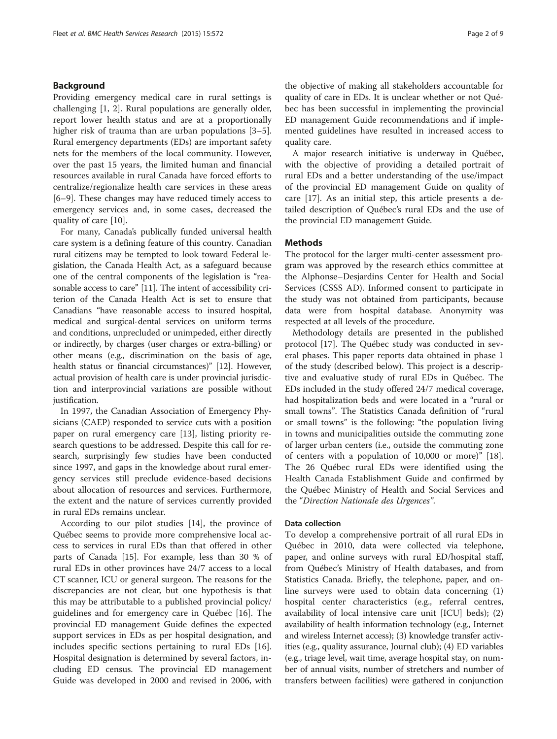## Background

Providing emergency medical care in rural settings is challenging [1, 2]. Rural populations are generally older, report lower health status and are at a proportionally higher risk of trauma than are urban populations [3–5]. Rural emergency departments (EDs) are important safety nets for the members of the local community. However, over the past 15 years, the limited human and financial resources available in rural Canada have forced efforts to centralize/regionalize health care services in these areas [6–9]. These changes may have reduced timely access to emergency services and, in some cases, decreased the quality of care [10].

For many, Canada's publically funded universal health care system is a defining feature of this country. Canadian rural citizens may be tempted to look toward Federal legislation, the Canada Health Act, as a safeguard because one of the central components of the legislation is "reasonable access to care" [11]. The intent of accessibility criterion of the Canada Health Act is set to ensure that Canadians "have reasonable access to insured hospital, medical and surgical-dental services on uniform terms and conditions, unprecluded or unimpeded, either directly or indirectly, by charges (user charges or extra-billing) or other means (e.g., discrimination on the basis of age, health status or financial circumstances)" [12]. However, actual provision of health care is under provincial jurisdiction and interprovincial variations are possible without justification.

In 1997, the Canadian Association of Emergency Physicians (CAEP) responded to service cuts with a position paper on rural emergency care [13], listing priority research questions to be addressed. Despite this call for research, surprisingly few studies have been conducted since 1997, and gaps in the knowledge about rural emergency services still preclude evidence-based decisions about allocation of resources and services. Furthermore, the extent and the nature of services currently provided in rural EDs remains unclear.

According to our pilot studies [14], the province of Québec seems to provide more comprehensive local access to services in rural EDs than that offered in other parts of Canada [15]. For example, less than 30 % of rural EDs in other provinces have 24/7 access to a local CT scanner, ICU or general surgeon. The reasons for the discrepancies are not clear, but one hypothesis is that this may be attributable to a published provincial policy/ guidelines and for emergency care in Québec [16]. The provincial ED management Guide defines the expected support services in EDs as per hospital designation, and includes specific sections pertaining to rural EDs [16]. Hospital designation is determined by several factors, including ED census. The provincial ED management Guide was developed in 2000 and revised in 2006, with the objective of making all stakeholders accountable for quality of care in EDs. It is unclear whether or not Québec has been successful in implementing the provincial ED management Guide recommendations and if implemented guidelines have resulted in increased access to quality care.

A major research initiative is underway in Québec, with the objective of providing a detailed portrait of rural EDs and a better understanding of the use/impact of the provincial ED management Guide on quality of care [17]. As an initial step, this article presents a detailed description of Québec's rural EDs and the use of the provincial ED management Guide.

## Methods

The protocol for the larger multi-center assessment program was approved by the research ethics committee at the Alphonse–Desjardins Center for Health and Social Services (CSSS AD). Informed consent to participate in the study was not obtained from participants, because data were from hospital database. Anonymity was respected at all levels of the procedure.

Methodology details are presented in the published protocol [17]. The Québec study was conducted in several phases. This paper reports data obtained in phase 1 of the study (described below). This project is a descriptive and evaluative study of rural EDs in Québec. The EDs included in the study offered 24/7 medical coverage, had hospitalization beds and were located in a "rural or small towns". The Statistics Canada definition of "rural or small towns" is the following: "the population living in towns and municipalities outside the commuting zone of larger urban centers (i.e., outside the commuting zone of centers with a population of 10,000 or more)" [18]. The 26 Québec rural EDs were identified using the Health Canada Establishment Guide and confirmed by the Québec Ministry of Health and Social Services and the "*Direction Nationale des Urgences*".

### Data collection

To develop a comprehensive portrait of all rural EDs in Québec in 2010, data were collected via telephone, paper, and online surveys with rural ED/hospital staff, from Québec's Ministry of Health databases, and from Statistics Canada. Briefly, the telephone, paper, and online surveys were used to obtain data concerning (1) hospital center characteristics (e.g., referral centres, availability of local intensive care unit [ICU] beds); (2) availability of health information technology (e.g., Internet and wireless Internet access); (3) knowledge transfer activities (e.g., quality assurance, Journal club); (4) ED variables (e.g., triage level, wait time, average hospital stay, on number of annual visits, number of stretchers and number of transfers between facilities) were gathered in conjunction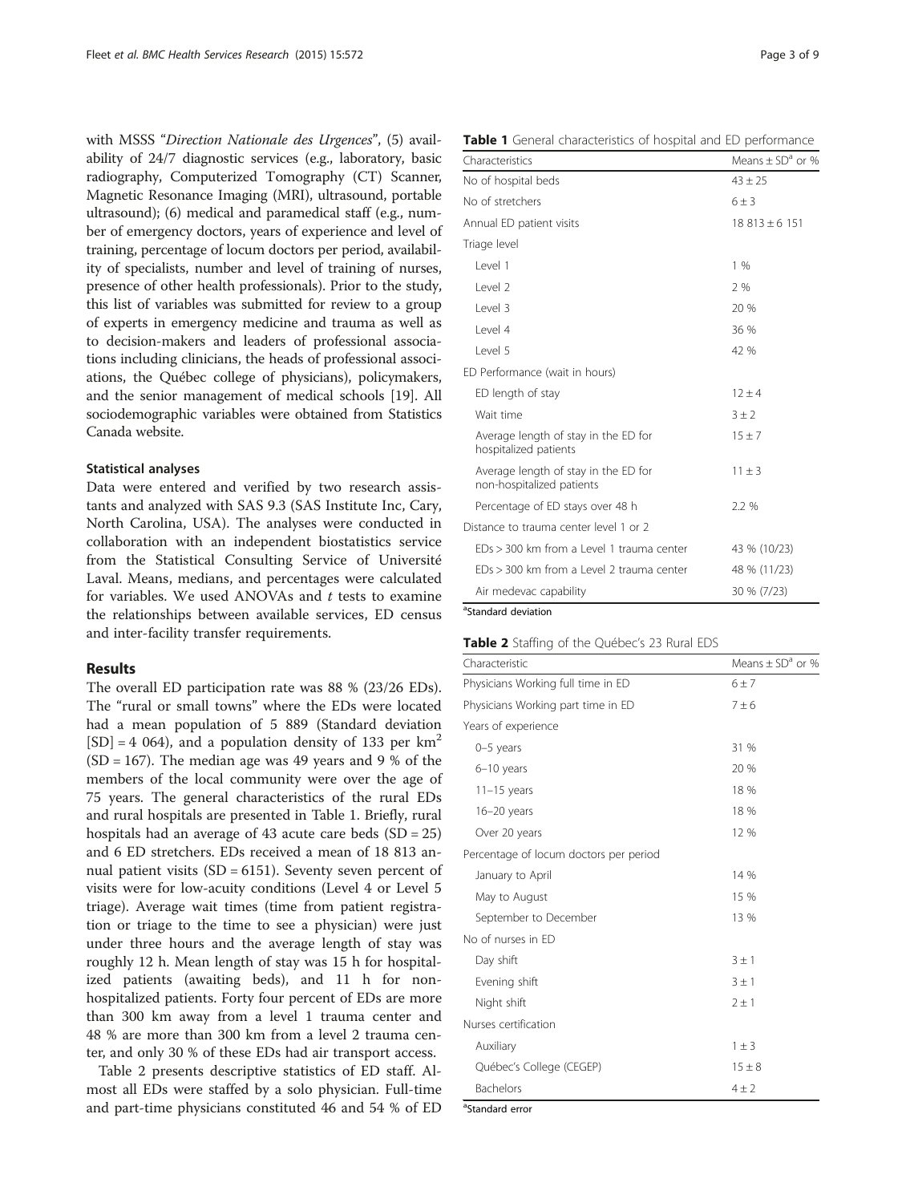with MSSS "*Direction Nationale des Urgences*", (5) availability of 24/7 diagnostic services (e.g., laboratory, basic radiography, Computerized Tomography (CT) Scanner, Magnetic Resonance Imaging (MRI), ultrasound, portable ultrasound); (6) medical and paramedical staff (e.g., number of emergency doctors, years of experience and level of training, percentage of locum doctors per period, availability of specialists, number and level of training of nurses, presence of other health professionals). Prior to the study, this list of variables was submitted for review to a group of experts in emergency medicine and trauma as well as to decision-makers and leaders of professional associations including clinicians, the heads of professional associations, the Québec college of physicians), policymakers, and the senior management of medical schools [19]. All sociodemographic variables were obtained from Statistics Canada website.

### Statistical analyses

Data were entered and verified by two research assistants and analyzed with SAS 9.3 (SAS Institute Inc, Cary, North Carolina, USA). The analyses were conducted in collaboration with an independent biostatistics service from the Statistical Consulting Service of Université Laval. Means, medians, and percentages were calculated for variables. We used ANOVAs and *t* tests to examine the relationships between available services, ED census and inter-facility transfer requirements.

## Results

The overall ED participation rate was 88 % (23/26 EDs). The "rural or small towns" where the EDs were located had a mean population of 5 889 (Standard deviation [SD] = 4 064), and a population density of 133 per km$^2$ (SD = 167). The median age was 49 years and 9 % of the members of the local community were over the age of 75 years. The general characteristics of the rural EDs and rural hospitals are presented in Table 1. Briefly, rural hospitals had an average of 43 acute care beds (SD = 25) and 6 ED stretchers. EDs received a mean of 18 813 annual patient visits (SD = 6151). Seventy seven percent of visits were for low-acuity conditions (Level 4 or Level 5 triage). Average wait times (time from patient registration or triage to the time to see a physician) were just under three hours and the average length of stay was roughly 12 h. Mean length of stay was 15 h for hospitalized patients (awaiting beds), and 11 h for non-hospitalized patients. Forty four percent of EDs are more than 300 km away from a level 1 trauma center and 48 % are more than 300 km from a level 2 trauma center, and only 30 % of these EDs had air transport access.

Table 2 presents descriptive statistics of ED staff. Almost all EDs were staffed by a solo physician. Full-time and part-time physicians constituted 46 and 54 % of ED

**Table 1** General characteristics of hospital and ED performance

| Characteristics | Means ± SD[a] or % |
|---|---|
| No of hospital beds | 43 ± 25 |
| No of stretchers | 6 ± 3 |
| Annual ED patient visits | 18 813 ± 6 151 |
| Triage level | |
| Level 1 | 1 % |
| Level 2 | 2 % |
| Level 3 | 20 % |
| Level 4 | 36 % |
| Level 5 | 42 % |
| ED Performance (wait in hours) | |
| ED length of stay | 12 ± 4 |
| Wait time | 3 ± 2 |
| Average length of stay in the ED for hospitalized patients | 15 ± 7 |
| Average length of stay in the ED for non-hospitalized patients | 11 ± 3 |
| Percentage of ED stays over 48 h | 2.2 % |
| Distance to trauma center level 1 or 2 | |
| EDs > 300 km from a Level 1 trauma center | 43 % (10/23) |
| EDs > 300 km from a Level 2 trauma center | 48 % (11/23) |
| Air medevac capability | 30 % (7/23) |

[a]Standard deviation

**Table 2** Staffing of the Québec's 23 Rural EDS

| Characteristic | Means ± SD[a] or % |
|---|---|
| Physicians Working full time in ED | 6 ± 7 |
| Physicians Working part time in ED | 7 ± 6 |
| Years of experience | |
| 0–5 years | 31 % |
| 6–10 years | 20 % |
| 11–15 years | 18 % |
| 16–20 years | 18 % |
| Over 20 years | 12 % |
| Percentage of locum doctors per period | |
| January to April | 14 % |
| May to August | 15 % |
| September to December | 13 % |
| No of nurses in ED | |
| Day shift | 3 ± 1 |
| Evening shift | 3 ± 1 |
| Night shift | 2 ± 1 |
| Nurses certification | |
| Auxiliary | 1 ± 3 |
| Québec's College (CEGEP) | 15 ± 8 |
| Bachelors | 4 ± 2 |

[a]Standard error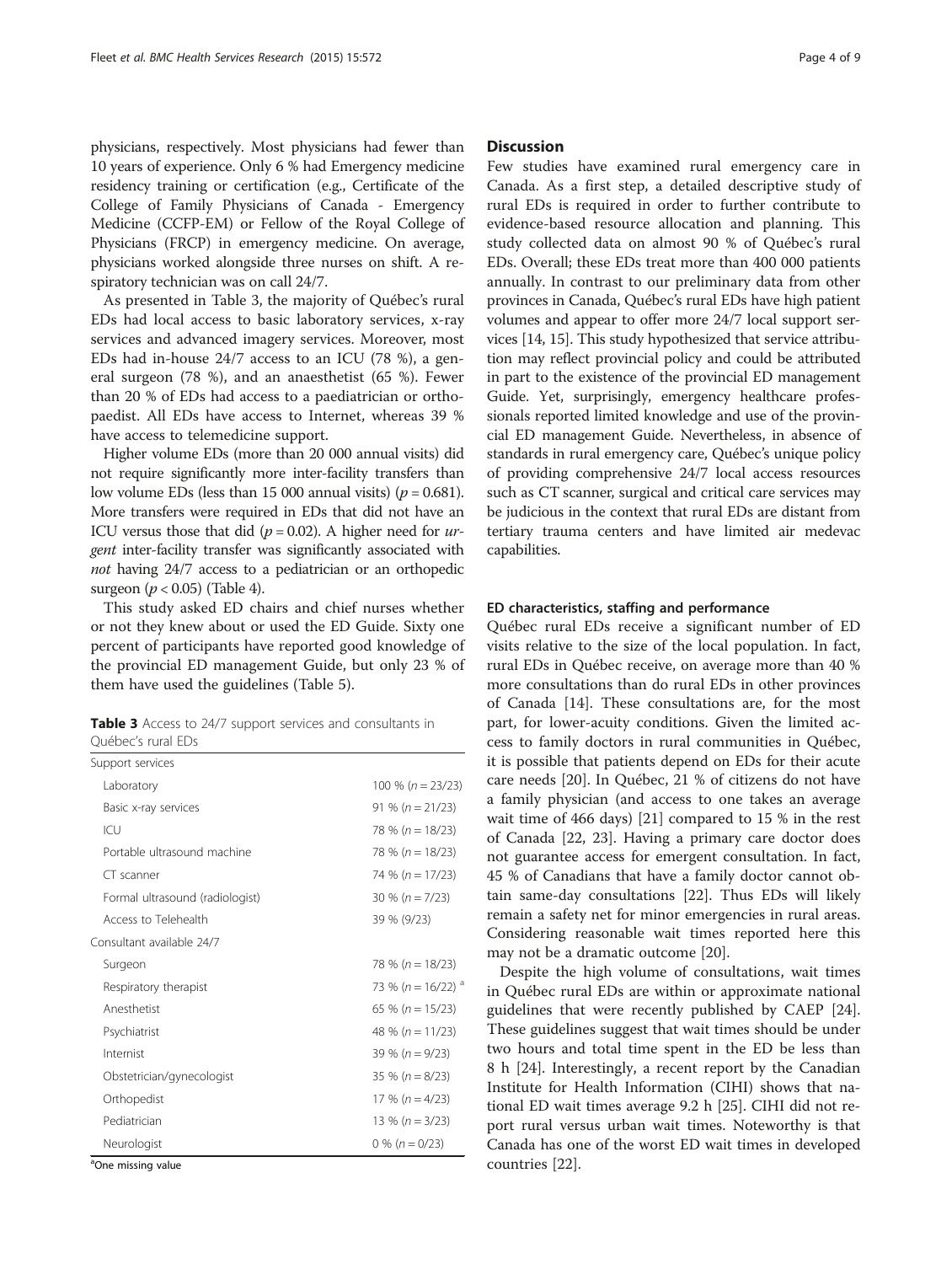physicians, respectively. Most physicians had fewer than 10 years of experience. Only 6 % had Emergency medicine residency training or certification (e.g., Certificate of the College of Family Physicians of Canada - Emergency Medicine (CCFP-EM) or Fellow of the Royal College of Physicians (FRCP) in emergency medicine. On average, physicians worked alongside three nurses on shift. A respiratory technician was on call 24/7.

As presented in Table 3, the majority of Québec's rural EDs had local access to basic laboratory services, x-ray services and advanced imagery services. Moreover, most EDs had in-house 24/7 access to an ICU (78 %), a general surgeon (78 %), and an anaesthetist (65 %). Fewer than 20 % of EDs had access to a paediatrician or orthopaedist. All EDs have access to Internet, whereas 39 % have access to telemedicine support.

Higher volume EDs (more than 20 000 annual visits) did not require significantly more inter-facility transfers than low volume EDs (less than 15 000 annual visits) ($p = 0.681$). More transfers were required in EDs that did not have an ICU versus those that did ($p = 0.02$). A higher need for *urgent* inter-facility transfer was significantly associated with *not* having 24/7 access to a pediatrician or an orthopedic surgeon ($p < 0.05$) (Table 4).

This study asked ED chairs and chief nurses whether or not they knew about or used the ED Guide. Sixty one percent of participants have reported good knowledge of the provincial ED management Guide, but only 23 % of them have used the guidelines (Table 5).

**Table 3** Access to 24/7 support services and consultants in Québec's rural EDs

| | |
|---|---|
| Support services | |
| Laboratory | 100 % ($n = 23/23$) |
| Basic x-ray services | 91 % ($n = 21/23$) |
| ICU | 78 % ($n = 18/23$) |
| Portable ultrasound machine | 78 % ($n = 18/23$) |
| CT scanner | 74 % ($n = 17/23$) |
| Formal ultrasound (radiologist) | 30 % ($n = 7/23$) |
| Access to Telehealth | 39 % (9/23) |
| Consultant available 24/7 | |
| Surgeon | 78 % ($n = 18/23$) |
| Respiratory therapist | 73 % ($n = 16/22$) [a] |
| Anesthetist | 65 % ($n = 15/23$) |
| Psychiatrist | 48 % ($n = 11/23$) |
| Internist | 39 % ($n = 9/23$) |
| Obstetrician/gynecologist | 35 % ($n = 8/23$) |
| Orthopedist | 17 % ($n = 4/23$) |
| Pediatrician | 13 % ($n = 3/23$) |
| Neurologist | 0 % ($n = 0/23$) |

[a]One missing value

## Discussion

Few studies have examined rural emergency care in Canada. As a first step, a detailed descriptive study of rural EDs is required in order to further contribute to evidence-based resource allocation and planning. This study collected data on almost 90 % of Québec's rural EDs. Overall; these EDs treat more than 400 000 patients annually. In contrast to our preliminary data from other provinces in Canada, Québec's rural EDs have high patient volumes and appear to offer more 24/7 local support services [14, 15]. This study hypothesized that service attribution may reflect provincial policy and could be attributed in part to the existence of the provincial ED management Guide. Yet, surprisingly, emergency healthcare professionals reported limited knowledge and use of the provincial ED management Guide. Nevertheless, in absence of standards in rural emergency care, Québec's unique policy of providing comprehensive 24/7 local access resources such as CT scanner, surgical and critical care services may be judicious in the context that rural EDs are distant from tertiary trauma centers and have limited air medevac capabilities.

### ED characteristics, staffing and performance

Québec rural EDs receive a significant number of ED visits relative to the size of the local population. In fact, rural EDs in Québec receive, on average more than 40 % more consultations than do rural EDs in other provinces of Canada [14]. These consultations are, for the most part, for lower-acuity conditions. Given the limited access to family doctors in rural communities in Québec, it is possible that patients depend on EDs for their acute care needs [20]. In Québec, 21 % of citizens do not have a family physician (and access to one takes an average wait time of 466 days) [21] compared to 15 % in the rest of Canada [22, 23]. Having a primary care doctor does not guarantee access for emergent consultation. In fact, 45 % of Canadians that have a family doctor cannot obtain same-day consultations [22]. Thus EDs will likely remain a safety net for minor emergencies in rural areas. Considering reasonable wait times reported here this may not be a dramatic outcome [20].

Despite the high volume of consultations, wait times in Québec rural EDs are within or approximate national guidelines that were recently published by CAEP [24]. These guidelines suggest that wait times should be under two hours and total time spent in the ED be less than 8 h [24]. Interestingly, a recent report by the Canadian Institute for Health Information (CIHI) shows that national ED wait times average 9.2 h [25]. CIHI did not report rural versus urban wait times. Noteworthy is that Canada has one of the worst ED wait times in developed countries [22].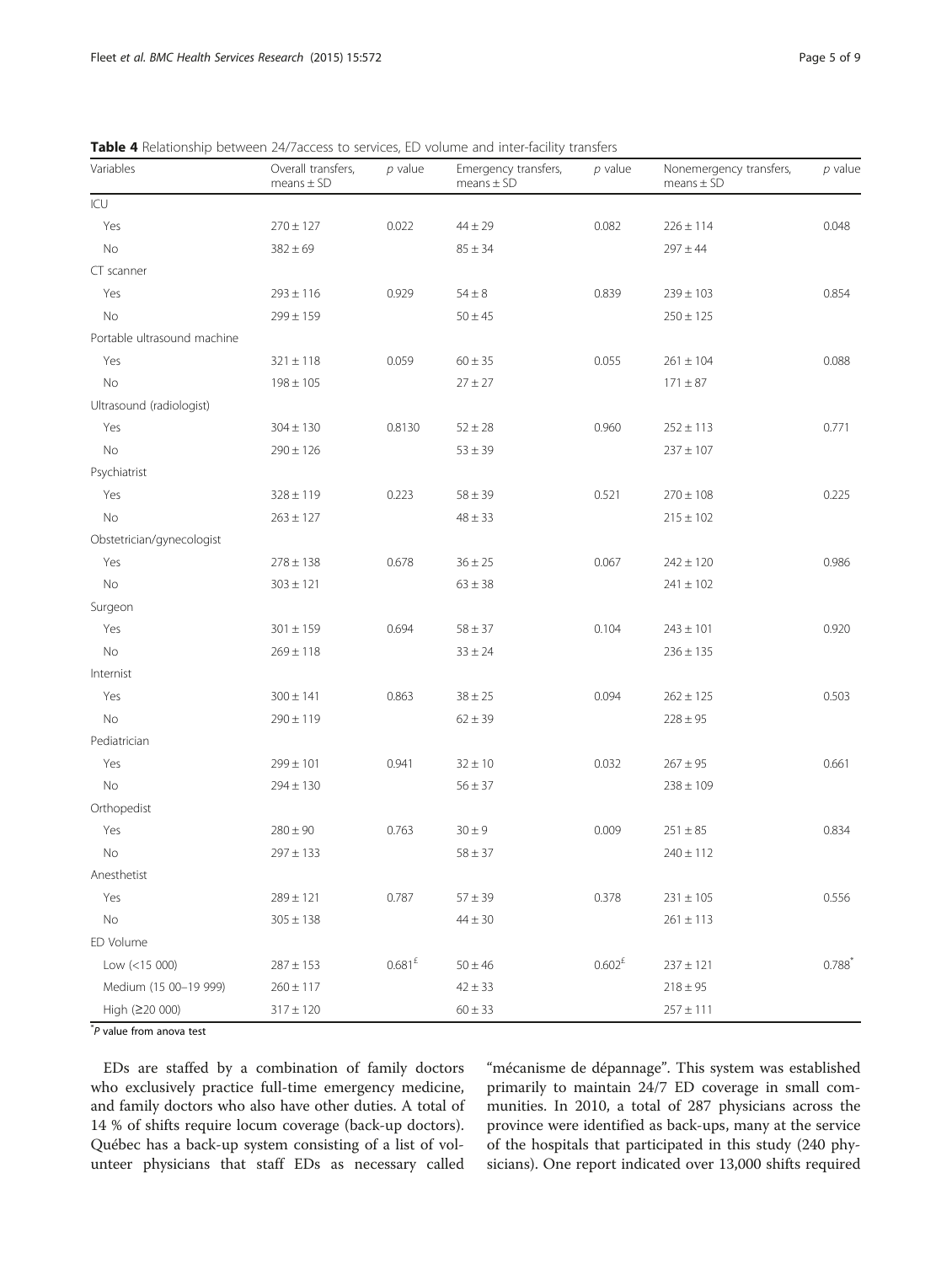**Table 4** Relationship between 24/7access to services, ED volume and inter-facility transfers

| Variables | Overall transfers, means ± SD | *p* value | Emergency transfers, means ± SD | *p* value | Nonemergency transfers, means ± SD | *p* value |
|---|---|---|---|---|---|---|
| ICU | | | | | | |
| Yes | 270 ± 127 | 0.022 | 44 ± 29 | 0.082 | 226 ± 114 | 0.048 |
| No | 382 ± 69 | | 85 ± 34 | | 297 ± 44 | |
| CT scanner | | | | | | |
| Yes | 293 ± 116 | 0.929 | 54 ± 8 | 0.839 | 239 ± 103 | 0.854 |
| No | 299 ± 159 | | 50 ± 45 | | 250 ± 125 | |
| Portable ultrasound machine | | | | | | |
| Yes | 321 ± 118 | 0.059 | 60 ± 35 | 0.055 | 261 ± 104 | 0.088 |
| No | 198 ± 105 | | 27 ± 27 | | 171 ± 87 | |
| Ultrasound (radiologist) | | | | | | |
| Yes | 304 ± 130 | 0.8130 | 52 ± 28 | 0.960 | 252 ± 113 | 0.771 |
| No | 290 ± 126 | | 53 ± 39 | | 237 ± 107 | |
| Psychiatrist | | | | | | |
| Yes | 328 ± 119 | 0.223 | 58 ± 39 | 0.521 | 270 ± 108 | 0.225 |
| No | 263 ± 127 | | 48 ± 33 | | 215 ± 102 | |
| Obstetrician/gynecologist | | | | | | |
| Yes | 278 ± 138 | 0.678 | 36 ± 25 | 0.067 | 242 ± 120 | 0.986 |
| No | 303 ± 121 | | 63 ± 38 | | 241 ± 102 | |
| Surgeon | | | | | | |
| Yes | 301 ± 159 | 0.694 | 58 ± 37 | 0.104 | 243 ± 101 | 0.920 |
| No | 269 ± 118 | | 33 ± 24 | | 236 ± 135 | |
| Internist | | | | | | |
| Yes | 300 ± 141 | 0.863 | 38 ± 25 | 0.094 | 262 ± 125 | 0.503 |
| No | 290 ± 119 | | 62 ± 39 | | 228 ± 95 | |
| Pediatrician | | | | | | |
| Yes | 299 ± 101 | 0.941 | 32 ± 10 | 0.032 | 267 ± 95 | 0.661 |
| No | 294 ± 130 | | 56 ± 37 | | 238 ± 109 | |
| Orthopedist | | | | | | |
| Yes | 280 ± 90 | 0.763 | 30 ± 9 | 0.009 | 251 ± 85 | 0.834 |
| No | 297 ± 133 | | 58 ± 37 | | 240 ± 112 | |
| Anesthetist | | | | | | |
| Yes | 289 ± 121 | 0.787 | 57 ± 39 | 0.378 | 231 ± 105 | 0.556 |
| No | 305 ± 138 | | 44 ± 30 | | 261 ± 113 | |
| ED Volume | | | | | | |
| Low (<15 000) | 287 ± 153 | 0.681[£] | 50 ± 46 | 0.602[£] | 237 ± 121 | 0.788[*] |
| Medium (15 00–19 999) | 260 ± 117 | | 42 ± 33 | | 218 ± 95 | |
| High (≥20 000) | 317 ± 120 | | 60 ± 33 | | 257 ± 111 | |

[*] *P* value from anova test

EDs are staffed by a combination of family doctors who exclusively practice full-time emergency medicine, and family doctors who also have other duties. A total of 14 % of shifts require locum coverage (back-up doctors). Québec has a back-up system consisting of a list of volunteer physicians that staff EDs as necessary called "mécanisme de dépannage". This system was established primarily to maintain 24/7 ED coverage in small communities. In 2010, a total of 287 physicians across the province were identified as back-ups, many at the service of the hospitals that participated in this study (240 physicians). One report indicated over 13,000 shifts required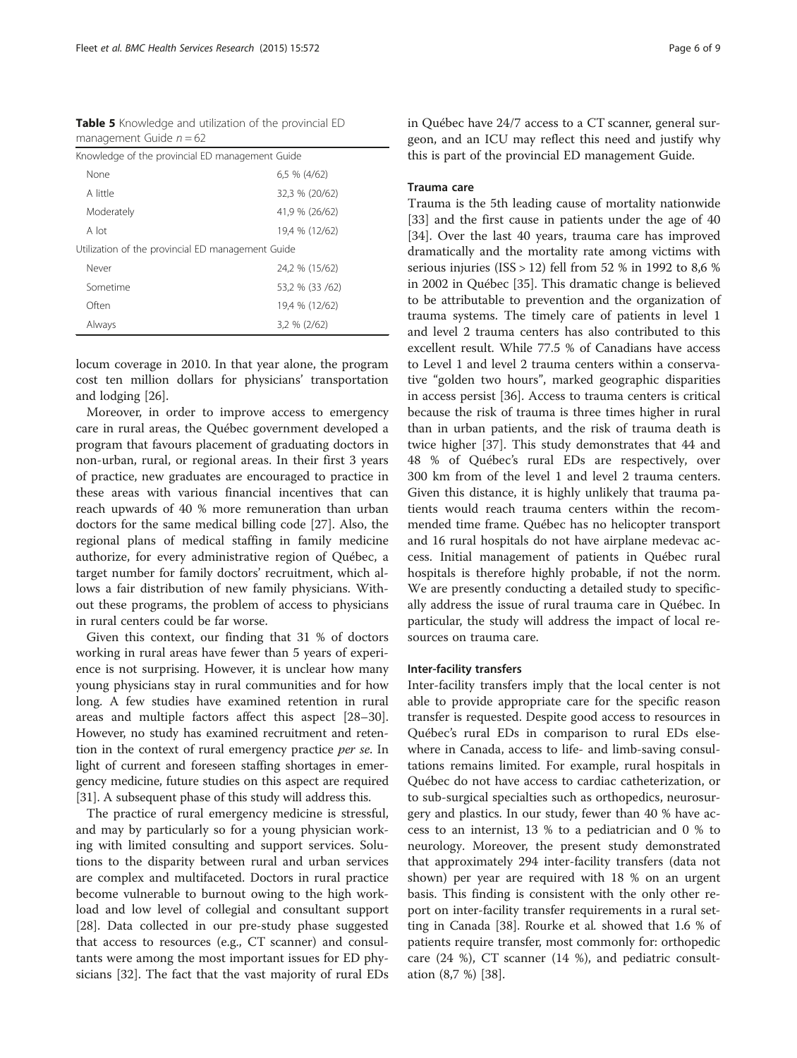**Table 5** Knowledge and utilization of the provincial ED management Guide $n = 62$

| Knowledge of the provincial ED management Guide | |
|---|---|
| None | 6,5 % (4/62) |
| A little | 32,3 % (20/62) |
| Moderately | 41,9 % (26/62) |
| A lot | 19,4 % (12/62) |
| **Utilization of the provincial ED management Guide** | |
| Never | 24,2 % (15/62) |
| Sometime | 53,2 % (33 /62) |
| Often | 19,4 % (12/62) |
| Always | 3,2 % (2/62) |

locum coverage in 2010. In that year alone, the program cost ten million dollars for physicians' transportation and lodging [26].

Moreover, in order to improve access to emergency care in rural areas, the Québec government developed a program that favours placement of graduating doctors in non-urban, rural, or regional areas. In their first 3 years of practice, new graduates are encouraged to practice in these areas with various financial incentives that can reach upwards of 40 % more remuneration than urban doctors for the same medical billing code [27]. Also, the regional plans of medical staffing in family medicine authorize, for every administrative region of Québec, a target number for family doctors' recruitment, which allows a fair distribution of new family physicians. Without these programs, the problem of access to physicians in rural centers could be far worse.

Given this context, our finding that 31 % of doctors working in rural areas have fewer than 5 years of experience is not surprising. However, it is unclear how many young physicians stay in rural communities and for how long. A few studies have examined retention in rural areas and multiple factors affect this aspect [28–30]. However, no study has examined recruitment and retention in the context of rural emergency practice *per se*. In light of current and foreseen staffing shortages in emergency medicine, future studies on this aspect are required [31]. A subsequent phase of this study will address this.

The practice of rural emergency medicine is stressful, and may by particularly so for a young physician working with limited consulting and support services. Solutions to the disparity between rural and urban services are complex and multifaceted. Doctors in rural practice become vulnerable to burnout owing to the high workload and low level of collegial and consultant support [28]. Data collected in our pre-study phase suggested that access to resources (e.g., CT scanner) and consultants were among the most important issues for ED physicians [32]. The fact that the vast majority of rural EDs in Québec have 24/7 access to a CT scanner, general surgeon, and an ICU may reflect this need and justify why this is part of the provincial ED management Guide.

#### Trauma care

Trauma is the 5th leading cause of mortality nationwide [33] and the first cause in patients under the age of 40 [34]. Over the last 40 years, trauma care has improved dramatically and the mortality rate among victims with serious injuries (ISS > 12) fell from 52 % in 1992 to 8,6 % in 2002 in Québec [35]. This dramatic change is believed to be attributable to prevention and the organization of trauma systems. The timely care of patients in level 1 and level 2 trauma centers has also contributed to this excellent result. While 77.5 % of Canadians have access to Level 1 and level 2 trauma centers within a conservative "golden two hours", marked geographic disparities in access persist [36]. Access to trauma centers is critical because the risk of trauma is three times higher in rural than in urban patients, and the risk of trauma death is twice higher [37]. This study demonstrates that 44 and 48 % of Québec's rural EDs are respectively, over 300 km from of the level 1 and level 2 trauma centers. Given this distance, it is highly unlikely that trauma patients would reach trauma centers within the recommended time frame. Québec has no helicopter transport and 16 rural hospitals do not have airplane medevac access. Initial management of patients in Québec rural hospitals is therefore highly probable, if not the norm. We are presently conducting a detailed study to specifically address the issue of rural trauma care in Québec. In particular, the study will address the impact of local resources on trauma care.

#### Inter-facility transfers

Inter-facility transfers imply that the local center is not able to provide appropriate care for the specific reason transfer is requested. Despite good access to resources in Québec's rural EDs in comparison to rural EDs elsewhere in Canada, access to life- and limb-saving consultations remains limited. For example, rural hospitals in Québec do not have access to cardiac catheterization, or to sub-surgical specialties such as orthopedics, neurosurgery and plastics. In our study, fewer than 40 % have access to an internist, 13 % to a pediatrician and 0 % to neurology. Moreover, the present study demonstrated that approximately 294 inter-facility transfers (data not shown) per year are required with 18 % on an urgent basis. This finding is consistent with the only other report on inter-facility transfer requirements in a rural setting in Canada [38]. Rourke et al. showed that 1.6 % of patients require transfer, most commonly for: orthopedic care (24 %), CT scanner (14 %), and pediatric consultation (8,7 %) [38].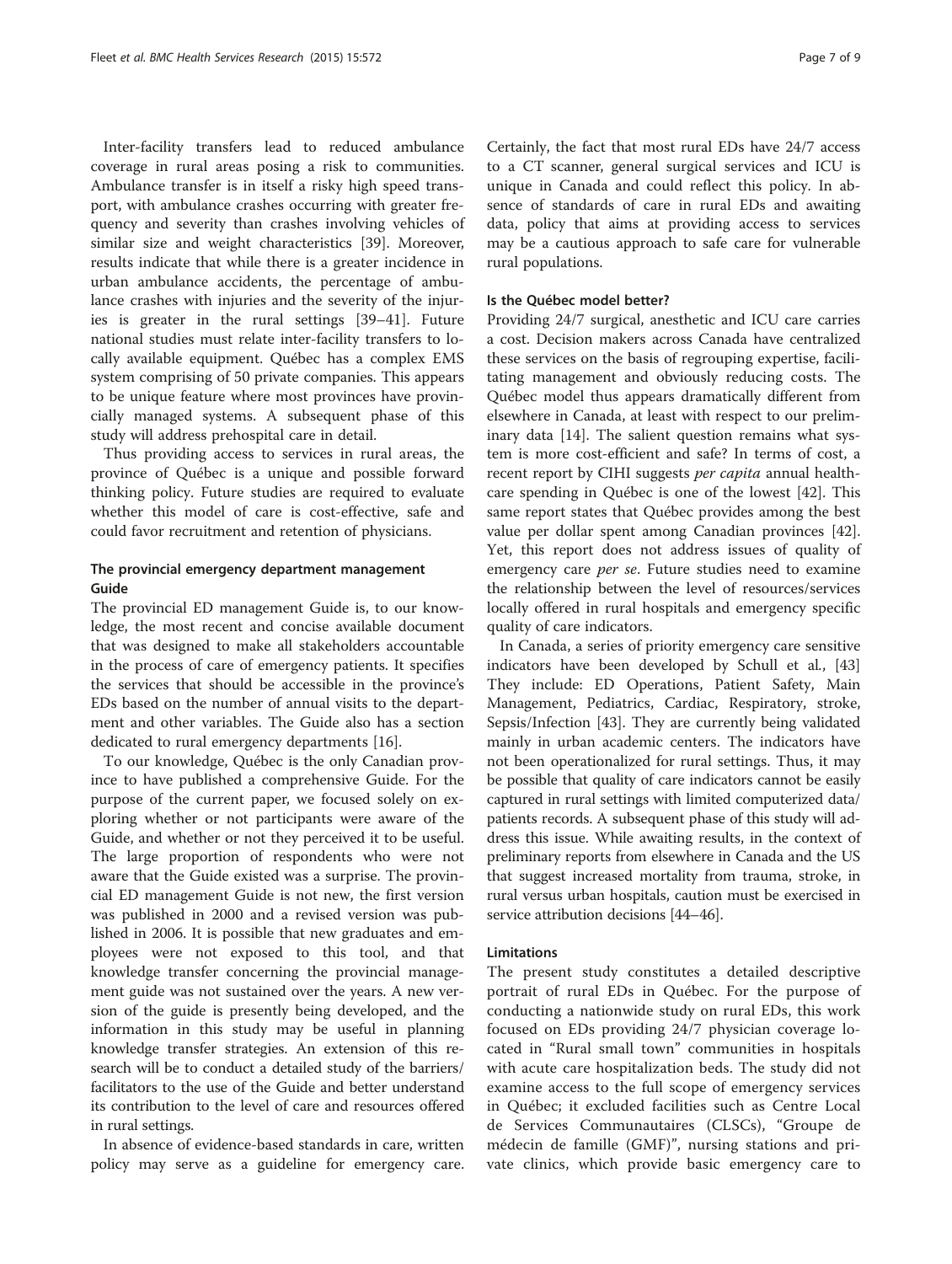Inter-facility transfers lead to reduced ambulance coverage in rural areas posing a risk to communities. Ambulance transfer is in itself a risky high speed transport, with ambulance crashes occurring with greater frequency and severity than crashes involving vehicles of similar size and weight characteristics [39]. Moreover, results indicate that while there is a greater incidence in urban ambulance accidents, the percentage of ambulance crashes with injuries and the severity of the injuries is greater in the rural settings [39–41]. Future national studies must relate inter-facility transfers to locally available equipment. Québec has a complex EMS system comprising of 50 private companies. This appears to be unique feature where most provinces have provincially managed systems. A subsequent phase of this study will address prehospital care in detail.

Thus providing access to services in rural areas, the province of Québec is a unique and possible forward thinking policy. Future studies are required to evaluate whether this model of care is cost-effective, safe and could favor recruitment and retention of physicians.

### The provincial emergency department management Guide

The provincial ED management Guide is, to our knowledge, the most recent and concise available document that was designed to make all stakeholders accountable in the process of care of emergency patients. It specifies the services that should be accessible in the province's EDs based on the number of annual visits to the department and other variables. The Guide also has a section dedicated to rural emergency departments [16].

To our knowledge, Québec is the only Canadian province to have published a comprehensive Guide. For the purpose of the current paper, we focused solely on exploring whether or not participants were aware of the Guide, and whether or not they perceived it to be useful. The large proportion of respondents who were not aware that the Guide existed was a surprise. The provincial ED management Guide is not new, the first version was published in 2000 and a revised version was published in 2006. It is possible that new graduates and employees were not exposed to this tool, and that knowledge transfer concerning the provincial management guide was not sustained over the years. A new version of the guide is presently being developed, and the information in this study may be useful in planning knowledge transfer strategies. An extension of this research will be to conduct a detailed study of the barriers/facilitators to the use of the Guide and better understand its contribution to the level of care and resources offered in rural settings.

In absence of evidence-based standards in care, written policy may serve as a guideline for emergency care. Certainly, the fact that most rural EDs have 24/7 access to a CT scanner, general surgical services and ICU is unique in Canada and could reflect this policy. In absence of standards of care in rural EDs and awaiting data, policy that aims at providing access to services may be a cautious approach to safe care for vulnerable rural populations.

### Is the Québec model better?

Providing 24/7 surgical, anesthetic and ICU care carries a cost. Decision makers across Canada have centralized these services on the basis of regrouping expertise, facilitating management and obviously reducing costs. The Québec model thus appears dramatically different from elsewhere in Canada, at least with respect to our preliminary data [14]. The salient question remains what system is more cost-efficient and safe? In terms of cost, a recent report by CIHI suggests *per capita* annual healthcare spending in Québec is one of the lowest [42]. This same report states that Québec provides among the best value per dollar spent among Canadian provinces [42]. Yet, this report does not address issues of quality of emergency care *per se*. Future studies need to examine the relationship between the level of resources/services locally offered in rural hospitals and emergency specific quality of care indicators.

In Canada, a series of priority emergency care sensitive indicators have been developed by Schull et al., [43] They include: ED Operations, Patient Safety, Main Management, Pediatrics, Cardiac, Respiratory, stroke, Sepsis/Infection [43]. They are currently being validated mainly in urban academic centers. The indicators have not been operationalized for rural settings. Thus, it may be possible that quality of care indicators cannot be easily captured in rural settings with limited computerized data/patients records. A subsequent phase of this study will address this issue. While awaiting results, in the context of preliminary reports from elsewhere in Canada and the US that suggest increased mortality from trauma, stroke, in rural versus urban hospitals, caution must be exercised in service attribution decisions [44–46].

### Limitations

The present study constitutes a detailed descriptive portrait of rural EDs in Québec. For the purpose of conducting a nationwide study on rural EDs, this work focused on EDs providing 24/7 physician coverage located in "Rural small town" communities in hospitals with acute care hospitalization beds. The study did not examine access to the full scope of emergency services in Québec; it excluded facilities such as Centre Local de Services Communautaires (CLSCs), "Groupe de médecin de famille (GMF)", nursing stations and private clinics, which provide basic emergency care to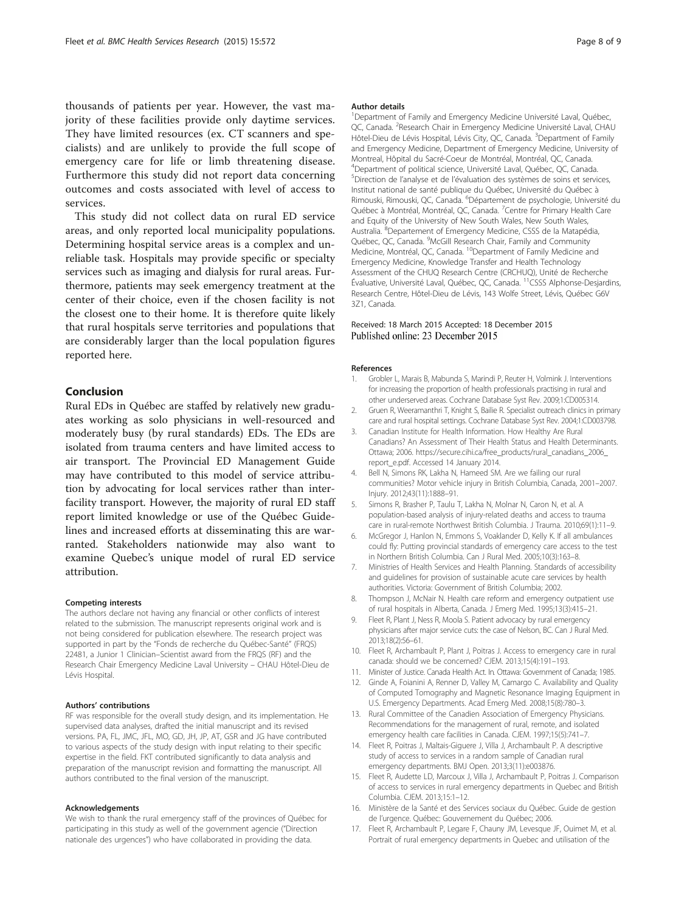thousands of patients per year. However, the vast majority of these facilities provide only daytime services. They have limited resources (ex. CT scanners and specialists) and are unlikely to provide the full scope of emergency care for life or limb threatening disease. Furthermore this study did not report data concerning outcomes and costs associated with level of access to services.

This study did not collect data on rural ED service areas, and only reported local municipality populations. Determining hospital service areas is a complex and unreliable task. Hospitals may provide specific or specialty services such as imaging and dialysis for rural areas. Furthermore, patients may seek emergency treatment at the center of their choice, even if the chosen facility is not the closest one to their home. It is therefore quite likely that rural hospitals serve territories and populations that are considerably larger than the local population figures reported here.

## Conclusion

Rural EDs in Québec are staffed by relatively new graduates working as solo physicians in well-resourced and moderately busy (by rural standards) EDs. The EDs are isolated from trauma centers and have limited access to air transport. The Provincial ED Management Guide may have contributed to this model of service attribution by advocating for local services rather than interfacility transport. However, the majority of rural ED staff report limited knowledge or use of the Québec Guidelines and increased efforts at disseminating this are warranted. Stakeholders nationwide may also want to examine Quebec's unique model of rural ED service attribution.

#### Competing interests

The authors declare not having any financial or other conflicts of interest related to the submission. The manuscript represents original work and is not being considered for publication elsewhere. The research project was supported in part by the "Fonds de recherche du Québec-Santé" (FRQS) 22481, a Junior 1 Clinician–Scientist award from the FRQS (RF) and the Research Chair Emergency Medicine Laval University – CHAU Hôtel-Dieu de Lévis Hospital.

#### Authors' contributions

RF was responsible for the overall study design, and its implementation. He supervised data analyses, drafted the initial manuscript and its revised versions. PA, FL, JMC, JFL, MO, GD, JH, JP, AT, GSR and JG have contributed to various aspects of the study design with input relating to their specific expertise in the field. FKT contributed significantly to data analysis and preparation of the manuscript revision and formatting the manuscript. All authors contributed to the final version of the manuscript.

#### Acknowledgements

We wish to thank the rural emergency staff of the provinces of Québec for participating in this study as well of the government agencie ("Direction nationale des urgences") who have collaborated in providing the data.

#### Author details

[1]Department of Family and Emergency Medicine Université Laval, Québec, QC, Canada. [2]Research Chair in Emergency Medicine Université Laval, CHAU Hôtel-Dieu de Lévis Hospital, Lévis City, QC, Canada. [3]Department of Family and Emergency Medicine, Department of Emergency Medicine, University of Montreal, Hôpital du Sacré-Coeur de Montréal, Montréal, QC, Canada. [4]Department of political science, Université Laval, Québec, QC, Canada. [5]Direction de l'analyse et de l'évaluation des systèmes de soins et services, Institut national de santé publique du Québec, Université du Québec à Rimouski, Rimouski, QC, Canada. [6]Département de psychologie, Université du Québec à Montréal, Montréal, QC, Canada. [7]Centre for Primary Health Care and Equity of the University of New South Wales, New South Wales, Australia. [8]Departement of Emergency Medicine, CSSS de la Matapédia, Québec, QC, Canada. [9]McGill Research Chair, Family and Community Medicine, Montréal, QC, Canada. [10]Department of Family Medicine and Emergency Medicine, Knowledge Transfer and Health Technology Assessment of the CHUQ Research Centre (CRCHUQ), Unité de Recherche Évaluative, Université Laval, Québec, QC, Canada. [11]CSSS Alphonse-Desjardins, Research Centre, Hôtel-Dieu de Lévis, 143 Wolfe Street, Lévis, Québec G6V 3Z1, Canada.

Received: 18 March 2015 Accepted: 18 December 2015
Published online: 23 December 2015

#### References

1. Grobler L, Marais B, Mabunda S, Marindi P, Reuter H, Volmink J. Interventions for increasing the proportion of health professionals practising in rural and other underserved areas. Cochrane Database Syst Rev. 2009;1:CD005314.
2. Gruen R, Weeramanthri T, Knight S, Bailie R. Specialist outreach clinics in primary care and rural hospital settings. Cochrane Database Syst Rev. 2004;1:CD003798.
3. Canadian Institute for Health Information. How Healthy Are Rural Canadians? An Assessment of Their Health Status and Health Determinants. Ottawa; 2006. https://secure.cihi.ca/free_products/rural_canadians_2006_report_e.pdf. Accessed 14 January 2014.
4. Bell N, Simons RK, Lakha N, Hameed SM. Are we failing our rural communities? Motor vehicle injury in British Columbia, Canada, 2001–2007. Injury. 2012;43(11):1888–91.
5. Simons R, Brasher P, Taulu T, Lakha N, Molnar N, Caron N, et al. A population-based analysis of injury-related deaths and access to trauma care in rural-remote Northwest British Columbia. J Trauma. 2010;69(1):11–9.
6. McGregor J, Hanlon N, Emmons S, Voaklander D, Kelly K. If all ambulances could fly: Putting provincial standards of emergency care access to the test in Northern British Columbia. Can J Rural Med. 2005;10(3):163–8.
7. Ministries of Health Services and Health Planning. Standards of accessibility and guidelines for provision of sustainable acute care services by health authorities. Victoria: Government of British Columbia; 2002.
8. Thompson J, McNair N. Health care reform and emergency outpatient use of rural hospitals in Alberta, Canada. J Emerg Med. 1995;13(3):415–21.
9. Fleet R, Plant J, Ness R, Moola S. Patient advocacy by rural emergency physicians after major service cuts: the case of Nelson, BC. Can J Rural Med. 2013;18(2):56–61.
10. Fleet R, Archambault P, Plant J, Poitras J. Access to emergency care in rural canada: should we be concerned? CJEM. 2013;15(4):191–193.
11. Minister of Justice. Canada Health Act. In. Ottawa: Government of Canada; 1985.
12. Ginde A, Foianini A, Renner D, Valley M, Camargo C. Availability and Quality of Computed Tomography and Magnetic Resonance Imaging Equipment in U.S. Emergency Departments. Acad Emerg Med. 2008;15(8):780–3.
13. Rural Committee of the Canadien Association of Emergency Physicians. Recommendations for the management of rural, remote, and isolated emergency health care facilities in Canada. CJEM. 1997;15(5):741–7.
14. Fleet R, Poitras J, Maltais-Giguere J, Villa J, Archambault P. A descriptive study of access to services in a random sample of Canadian rural emergency departments. BMJ Open. 2013;3(11):e003876.
15. Fleet R, Audette LD, Marcoux J, Villa J, Archambault P, Poitras J. Comparison of access to services in rural emergency departments in Quebec and British Columbia. CJEM. 2013;15:1–12.
16. Ministère de la Santé et des Services sociaux du Québec. Guide de gestion de l'urgence. Québec: Gouvernement du Québec; 2006.
17. Fleet R, Archambault P, Legare F, Chauny JM, Levesque JF, Ouimet M, et al. Portrait of rural emergency departments in Quebec and utilisation of the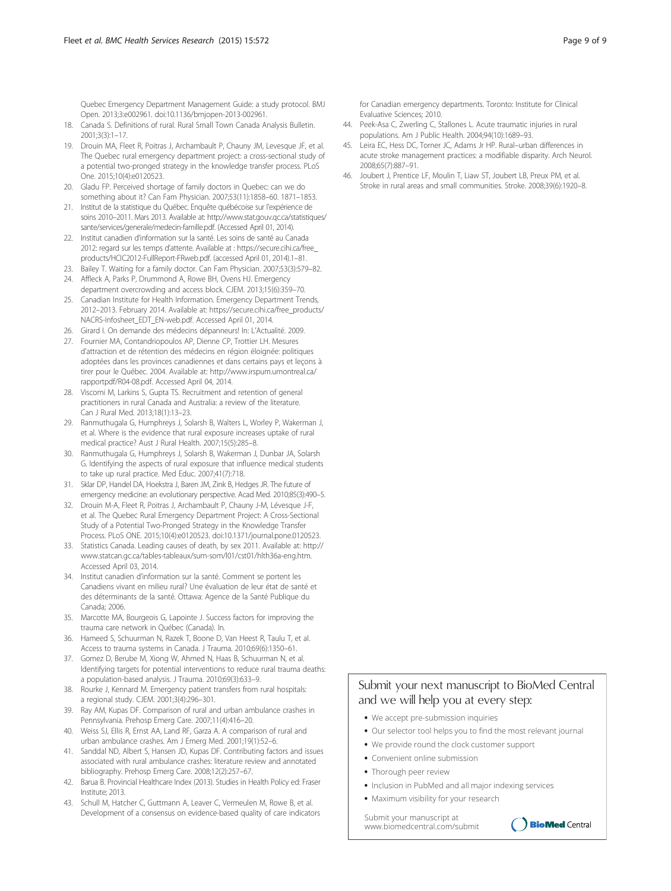Quebec Emergency Department Management Guide: a study protocol. BMJ Open. 2013;3:e002961. doi:10.1136/bmjopen-2013-002961.

18. Canada S. Definitions of rural. Rural Small Town Canada Analysis Bulletin. 2001;3(3):1–17.
19. Drouin MA, Fleet R, Poitras J, Archambault P, Chauny JM, Levesque JF, et al. The Quebec rural emergency department project: a cross-sectional study of a potential two-pronged strategy in the knowledge transfer process. PLoS One. 2015;10(4):e0120523.
20. Gladu FP. Perceived shortage of family doctors in Quebec: can we do something about it? Can Fam Physician. 2007;53(11):1858–60. 1871–1853.
21. Institut de la statistique du Québec. Enquête québécoise sur l'expérience de soins 2010–2011. Mars 2013. Available at: http://www.stat.gouv.qc.ca/statistiques/sante/services/generale/medecin-famille.pdf. (Accessed April 01, 2014).
22. Institut canadien d'information sur la santé. Les soins de santé au Canada 2012: regard sur les temps d'attente. Available at : https://secure.cihi.ca/free_products/HCIC2012-FullReport-FRweb.pdf. (accessed April 01, 2014).1–81.
23. Bailey T. Waiting for a family doctor. Can Fam Physician. 2007;53(3):579–82.
24. Affleck A, Parks P, Drummond A, Rowe BH, Ovens HJ. Emergency department overcrowding and access block. CJEM. 2013;15(6):359–70.
25. Canadian Institute for Health Information. Emergency Department Trends, 2012–2013. February 2014. Available at: https://secure.cihi.ca/free_products/NACRS-Infosheet_EDT_EN-web.pdf. Accessed April 01, 2014.
26. Girard I. On demande des médecins dépanneurs! In: L'Actualité. 2009.
27. Fournier MA, Contandriopoulos AP, Dienne CP, Trottier LH. Mesures d'attraction et de rétention des médecins en région éloignée: politiques adoptées dans les provinces canadiennes et dans certains pays et leçons à tirer pour le Québec. 2004. Available at: http://www.irspum.umontreal.ca/rapportpdf/R04-08.pdf. Accessed April 04, 2014.
28. Viscomi M, Larkins S, Gupta TS. Recruitment and retention of general practitioners in rural Canada and Australia: a review of the literature. Can J Rural Med. 2013;18(1):13–23.
29. Ranmuthugala G, Humphreys J, Solarsh B, Walters L, Worley P, Wakerman J, et al. Where is the evidence that rural exposure increases uptake of rural medical practice? Aust J Rural Health. 2007;15(5):285–8.
30. Ranmuthugala G, Humphreys J, Solarsh B, Wakerman J, Dunbar JA, Solarsh G. Identifying the aspects of rural exposure that influence medical students to take up rural practice. Med Educ. 2007;41(7):718.
31. Sklar DP, Handel DA, Hoekstra J, Baren JM, Zink B, Hedges JR. The future of emergency medicine: an evolutionary perspective. Acad Med. 2010;85(3):490–5.
32. Drouin M-A, Fleet R, Poitras J, Archambault P, Chauny J-M, Lévesque J-F, et al. The Quebec Rural Emergency Department Project: A Cross-Sectional Study of a Potential Two-Pronged Strategy in the Knowledge Transfer Process. PLoS ONE. 2015;10(4):e0120523. doi:10.1371/journal.pone.0120523.
33. Statistics Canada. Leading causes of death, by sex 2011. Available at: http://www.statcan.gc.ca/tables-tableaux/sum-som/l01/cst01/hlth36a-eng.htm. Accessed April 03, 2014.
34. Institut canadien d'information sur la santé. Comment se portent les Canadiens vivant en milieu rural? Une évaluation de leur état de santé et des déterminants de la santé. Ottawa: Agence de la Santé Publique du Canada; 2006.
35. Marcotte MA, Bourgeois G, Lapointe J. Success factors for improving the trauma care network in Québec (Canada). In.
36. Hameed S, Schuurman N, Razek T, Boone D, Van Heest R, Taulu T, et al. Access to trauma systems in Canada. J Trauma. 2010;69(6):1350–61.
37. Gomez D, Berube M, Xiong W, Ahmed N, Haas B, Schuurman N, et al. Identifying targets for potential interventions to reduce rural trauma deaths: a population-based analysis. J Trauma. 2010;69(3):633–9.
38. Rourke J, Kennard M. Emergency patient transfers from rural hospitals: a regional study. CJEM. 2001;3(4):296–301.
39. Ray AM, Kupas DF. Comparison of rural and urban ambulance crashes in Pennsylvania. Prehosp Emerg Care. 2007;11(4):416–20.
40. Weiss SJ, Ellis R, Ernst AA, Land RF, Garza A. A comparison of rural and urban ambulance crashes. Am J Emerg Med. 2001;19(1):52–6.
41. Sanddal ND, Albert S, Hansen JD, Kupas DF. Contributing factors and issues associated with rural ambulance crashes: literature review and annotated bibliography. Prehosp Emerg Care. 2008;12(2):257–67.
42. Barua B. Provincial Healthcare Index (2013). Studies in Health Policy ed: Fraser Institute; 2013.
43. Schull M, Hatcher C, Guttmann A, Leaver C, Vermeulen M, Rowe B, et al. Development of a consensus on evidence-based quality of care indicators for Canadian emergency departments. Toronto: Institute for Clinical Evaluative Sciences; 2010.
44. Peek-Asa C, Zwerling C, Stallones L. Acute traumatic injuries in rural populations. Am J Public Health. 2004;94(10):1689–93.
45. Leira EC, Hess DC, Torner JC, Adams Jr HP. Rural–urban differences in acute stroke management practices: a modifiable disparity. Arch Neurol. 2008;65(7):887–91.
46. Joubert J, Prentice LF, Moulin T, Liaw ST, Joubert LB, Preux PM, et al. Stroke in rural areas and small communities. Stroke. 2008;39(6):1920–8.

Submit your next manuscript to BioMed Central and we will help you at every step:

- We accept pre-submission inquiries
- Our selector tool helps you to find the most relevant journal
- We provide round the clock customer support
- Convenient online submission
- Thorough peer review
- Inclusion in PubMed and all major indexing services
- Maximum visibility for your research

Submit your manuscript at www.biomedcentral.com/submit

BioMed Central